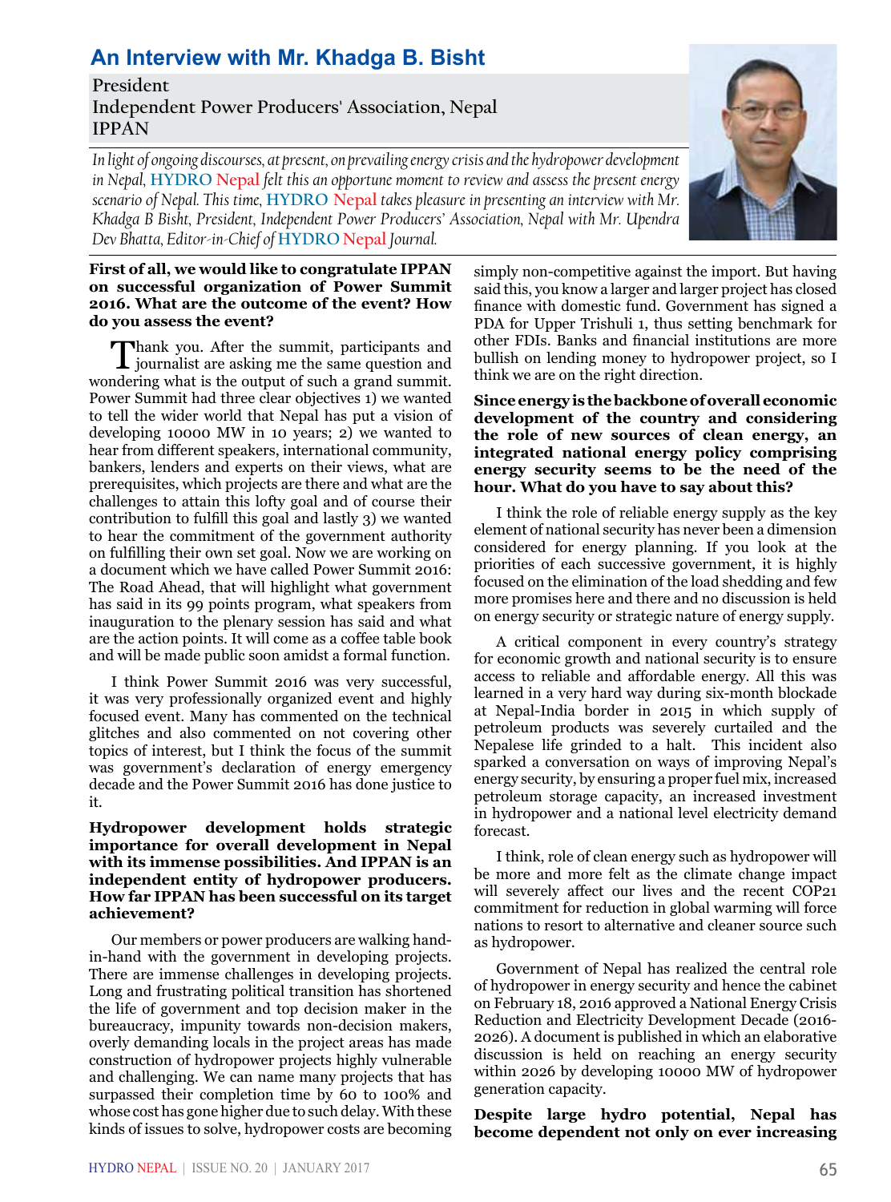# An Interview with Mr. Khadga B. Bisht

President
Independent Power Producers' Association, Nepal
IPPAN

*In light of ongoing discourses, at present, on prevailing energy crisis and the hydropower development in Nepal, HYDRO Nepal felt this an opportune moment to review and assess the present energy scenario of Nepal. This time, HYDRO Nepal takes pleasure in presenting an interview with Mr. Khadga B Bisht, President, Independent Power Producers' Association, Nepal with Mr. Upendra Dev Bhatta, Editor-in-Chief of HYDRO Nepal Journal.*

**First of all, we would like to congratulate IPPAN on successful organization of Power Summit 2016. What are the outcome of the event? How do you assess the event?**

Thank you. After the summit, participants and journalist are asking me the same question and wondering what is the output of such a grand summit. Power Summit had three clear objectives 1) we wanted to tell the wider world that Nepal has put a vision of developing 10000 MW in 10 years; 2) we wanted to hear from different speakers, international community, bankers, lenders and experts on their views, what are prerequisites, which projects are there and what are the challenges to attain this lofty goal and of course their contribution to fulfill this goal and lastly 3) we wanted to hear the commitment of the government authority on fulfilling their own set goal. Now we are working on a document which we have called Power Summit 2016: The Road Ahead, that will highlight what government has said in its 99 points program, what speakers from inauguration to the plenary session has said and what are the action points. It will come as a coffee table book and will be made public soon amidst a formal function.

I think Power Summit 2016 was very successful, it was very professionally organized event and highly focused event. Many has commented on the technical glitches and also commented on not covering other topics of interest, but I think the focus of the summit was government's declaration of energy emergency decade and the Power Summit 2016 has done justice to it.

**Hydropower development holds strategic importance for overall development in Nepal with its immense possibilities. And IPPAN is an independent entity of hydropower producers. How far IPPAN has been successful on its target achievement?**

Our members or power producers are walking hand-in-hand with the government in developing projects. There are immense challenges in developing projects. Long and frustrating political transition has shortened the life of government and top decision maker in the bureaucracy, impunity towards non-decision makers, overly demanding locals in the project areas has made construction of hydropower projects highly vulnerable and challenging. We can name many projects that has surpassed their completion time by 60 to 100% and whose cost has gone higher due to such delay. With these kinds of issues to solve, hydropower costs are becoming simply non-competitive against the import. But having said this, you know a larger and larger project has closed finance with domestic fund. Government has signed a PDA for Upper Trishuli 1, thus setting benchmark for other FDIs. Banks and financial institutions are more bullish on lending money to hydropower project, so I think we are on the right direction.

**Since energy is the backbone of overall economic development of the country and considering the role of new sources of clean energy, an integrated national energy policy comprising energy security seems to be the need of the hour. What do you have to say about this?**

I think the role of reliable energy supply as the key element of national security has never been a dimension considered for energy planning. If you look at the priorities of each successive government, it is highly focused on the elimination of the load shedding and few more promises here and there and no discussion is held on energy security or strategic nature of energy supply.

A critical component in every country's strategy for economic growth and national security is to ensure access to reliable and affordable energy. All this was learned in a very hard way during six-month blockade at Nepal-India border in 2015 in which supply of petroleum products was severely curtailed and the Nepalese life grinded to a halt. This incident also sparked a conversation on ways of improving Nepal's energy security, by ensuring a proper fuel mix, increased petroleum storage capacity, an increased investment in hydropower and a national level electricity demand forecast.

I think, role of clean energy such as hydropower will be more and more felt as the climate change impact will severely affect our lives and the recent COP21 commitment for reduction in global warming will force nations to resort to alternative and cleaner source such as hydropower.

Government of Nepal has realized the central role of hydropower in energy security and hence the cabinet on February 18, 2016 approved a National Energy Crisis Reduction and Electricity Development Decade (2016-2026). A document is published in which an elaborative discussion is held on reaching an energy security within 2026 by developing 10000 MW of hydropower generation capacity.

**Despite large hydro potential, Nepal has become dependent not only on ever increasing**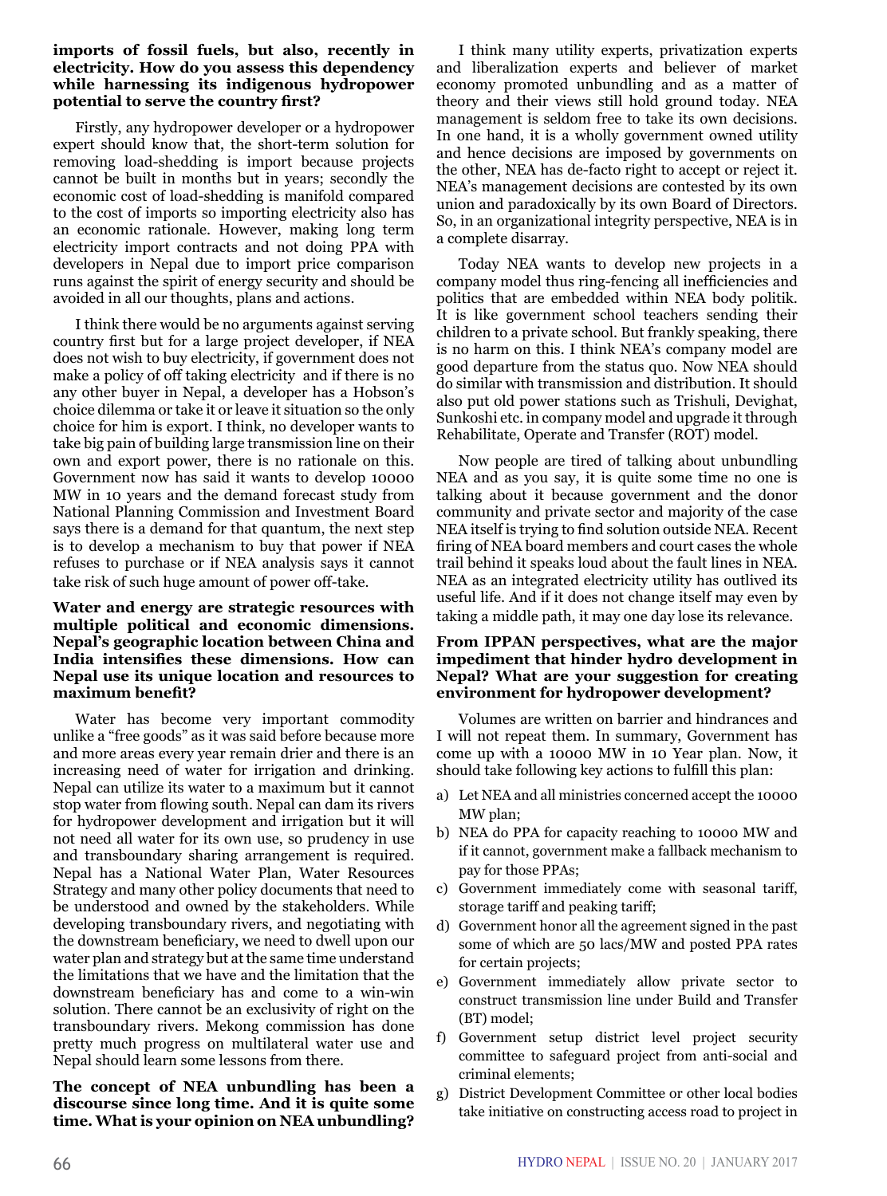**imports of fossil fuels, but also, recently in electricity. How do you assess this dependency while harnessing its indigenous hydropower potential to serve the country first?**

Firstly, any hydropower developer or a hydropower expert should know that, the short-term solution for removing load-shedding is import because projects cannot be built in months but in years; secondly the economic cost of load-shedding is manifold compared to the cost of imports so importing electricity also has an economic rationale. However, making long term electricity import contracts and not doing PPA with developers in Nepal due to import price comparison runs against the spirit of energy security and should be avoided in all our thoughts, plans and actions.

I think there would be no arguments against serving country first but for a large project developer, if NEA does not wish to buy electricity, if government does not make a policy of off taking electricity and if there is no any other buyer in Nepal, a developer has a Hobson's choice dilemma or take it or leave it situation so the only choice for him is export. I think, no developer wants to take big pain of building large transmission line on their own and export power, there is no rationale on this. Government now has said it wants to develop 10000 MW in 10 years and the demand forecast study from National Planning Commission and Investment Board says there is a demand for that quantum, the next step is to develop a mechanism to buy that power if NEA refuses to purchase or if NEA analysis says it cannot take risk of such huge amount of power off-take.

**Water and energy are strategic resources with multiple political and economic dimensions. Nepal's geographic location between China and India intensifies these dimensions. How can Nepal use its unique location and resources to maximum benefit?**

Water has become very important commodity unlike a "free goods" as it was said before because more and more areas every year remain drier and there is an increasing need of water for irrigation and drinking. Nepal can utilize its water to a maximum but it cannot stop water from flowing south. Nepal can dam its rivers for hydropower development and irrigation but it will not need all water for its own use, so prudency in use and transboundary sharing arrangement is required. Nepal has a National Water Plan, Water Resources Strategy and many other policy documents that need to be understood and owned by the stakeholders. While developing transboundary rivers, and negotiating with the downstream beneficiary, we need to dwell upon our water plan and strategy but at the same time understand the limitations that we have and the limitation that the downstream beneficiary has and come to a win-win solution. There cannot be an exclusivity of right on the transboundary rivers. Mekong commission has done pretty much progress on multilateral water use and Nepal should learn some lessons from there.

**The concept of NEA unbundling has been a discourse since long time. And it is quite some time. What is your opinion on NEA unbundling?**

I think many utility experts, privatization experts and liberalization experts and believer of market economy promoted unbundling and as a matter of theory and their views still hold ground today. NEA management is seldom free to take its own decisions. In one hand, it is a wholly government owned utility and hence decisions are imposed by governments on the other, NEA has de-facto right to accept or reject it. NEA's management decisions are contested by its own union and paradoxically by its own Board of Directors. So, in an organizational integrity perspective, NEA is in a complete disarray.

Today NEA wants to develop new projects in a company model thus ring-fencing all inefficiencies and politics that are embedded within NEA body politik. It is like government school teachers sending their children to a private school. But frankly speaking, there is no harm on this. I think NEA's company model are good departure from the status quo. Now NEA should do similar with transmission and distribution. It should also put old power stations such as Trishuli, Devighat, Sunkoshi etc. in company model and upgrade it through Rehabilitate, Operate and Transfer (ROT) model.

Now people are tired of talking about unbundling NEA and as you say, it is quite some time no one is talking about it because government and the donor community and private sector and majority of the case NEA itself is trying to find solution outside NEA. Recent firing of NEA board members and court cases the whole trail behind it speaks loud about the fault lines in NEA. NEA as an integrated electricity utility has outlived its useful life. And if it does not change itself may even by taking a middle path, it may one day lose its relevance.

**From IPPAN perspectives, what are the major impediment that hinder hydro development in Nepal? What are your suggestion for creating environment for hydropower development?**

Volumes are written on barrier and hindrances and I will not repeat them. In summary, Government has come up with a 10000 MW in 10 Year plan. Now, it should take following key actions to fulfill this plan:

a) Let NEA and all ministries concerned accept the 10000 MW plan;
b) NEA do PPA for capacity reaching to 10000 MW and if it cannot, government make a fallback mechanism to pay for those PPAs;
c) Government immediately come with seasonal tariff, storage tariff and peaking tariff;
d) Government honor all the agreement signed in the past some of which are 50 lacs/MW and posted PPA rates for certain projects;
e) Government immediately allow private sector to construct transmission line under Build and Transfer (BT) model;
f) Government setup district level project security committee to safeguard project from anti-social and criminal elements;
g) District Development Committee or other local bodies take initiative on constructing access road to project in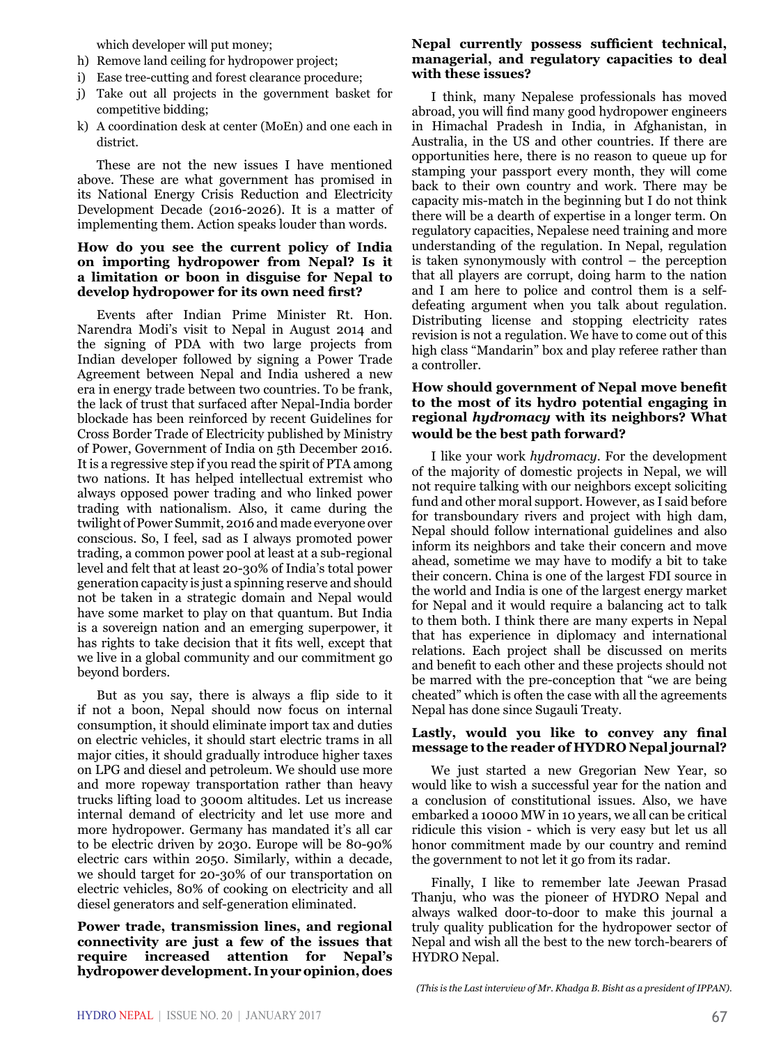which developer will put money;

h) Remove land ceiling for hydropower project;
i) Ease tree-cutting and forest clearance procedure;
j) Take out all projects in the government basket for competitive bidding;
k) A coordination desk at center (MoEn) and one each in district.

These are not the new issues I have mentioned above. These are what government has promised in its National Energy Crisis Reduction and Electricity Development Decade (2016-2026). It is a matter of implementing them. Action speaks louder than words.

**How do you see the current policy of India on importing hydropower from Nepal? Is it a limitation or boon in disguise for Nepal to develop hydropower for its own need first?**

Events after Indian Prime Minister Rt. Hon. Narendra Modi's visit to Nepal in August 2014 and the signing of PDA with two large projects from Indian developer followed by signing a Power Trade Agreement between Nepal and India ushered a new era in energy trade between two countries. To be frank, the lack of trust that surfaced after Nepal-India border blockade has been reinforced by recent Guidelines for Cross Border Trade of Electricity published by Ministry of Power, Government of India on 5th December 2016. It is a regressive step if you read the spirit of PTA among two nations. It has helped intellectual extremist who always opposed power trading and who linked power trading with nationalism. Also, it came during the twilight of Power Summit, 2016 and made everyone over conscious. So, I feel, sad as I always promoted power trading, a common power pool at least at a sub-regional level and felt that at least 20-30% of India's total power generation capacity is just a spinning reserve and should not be taken in a strategic domain and Nepal would have some market to play on that quantum. But India is a sovereign nation and an emerging superpower, it has rights to take decision that it fits well, except that we live in a global community and our commitment go beyond borders.

But as you say, there is always a flip side to it if not a boon, Nepal should now focus on internal consumption, it should eliminate import tax and duties on electric vehicles, it should start electric trams in all major cities, it should gradually introduce higher taxes on LPG and diesel and petroleum. We should use more and more ropeway transportation rather than heavy trucks lifting load to 3000m altitudes. Let us increase internal demand of electricity and let use more and more hydropower. Germany has mandated it's all car to be electric driven by 2030. Europe will be 80-90% electric cars within 2050. Similarly, within a decade, we should target for 20-30% of our transportation on electric vehicles, 80% of cooking on electricity and all diesel generators and self-generation eliminated.

**Power trade, transmission lines, and regional connectivity are just a few of the issues that require increased attention for Nepal's hydropower development. In your opinion, does Nepal currently possess sufficient technical, managerial, and regulatory capacities to deal with these issues?**

I think, many Nepalese professionals has moved abroad, you will find many good hydropower engineers in Himachal Pradesh in India, in Afghanistan, in Australia, in the US and other countries. If there are opportunities here, there is no reason to queue up for stamping your passport every month, they will come back to their own country and work. There may be capacity mis-match in the beginning but I do not think there will be a dearth of expertise in a longer term. On regulatory capacities, Nepalese need training and more understanding of the regulation. In Nepal, regulation is taken synonymously with control – the perception that all players are corrupt, doing harm to the nation and I am here to police and control them is a self-defeating argument when you talk about regulation. Distributing license and stopping electricity rates revision is not a regulation. We have to come out of this high class "Mandarin" box and play referee rather than a controller.

**How should government of Nepal move benefit to the most of its hydro potential engaging in regional *hydromacy* with its neighbors? What would be the best path forward?**

I like your work *hydromacy*. For the development of the majority of domestic projects in Nepal, we will not require talking with our neighbors except soliciting fund and other moral support. However, as I said before for transboundary rivers and project with high dam, Nepal should follow international guidelines and also inform its neighbors and take their concern and move ahead, sometime we may have to modify a bit to take their concern. China is one of the largest FDI source in the world and India is one of the largest energy market for Nepal and it would require a balancing act to talk to them both. I think there are many experts in Nepal that has experience in diplomacy and international relations. Each project shall be discussed on merits and benefit to each other and these projects should not be marred with the pre-conception that "we are being cheated" which is often the case with all the agreements Nepal has done since Sugauli Treaty.

**Lastly, would you like to convey any final message to the reader of HYDRO Nepal journal?**

We just started a new Gregorian New Year, so would like to wish a successful year for the nation and a conclusion of constitutional issues. Also, we have embarked a 10000 MW in 10 years, we all can be critical ridicule this vision - which is very easy but let us all honor commitment made by our country and remind the government to not let it go from its radar.

Finally, I like to remember late Jeewan Prasad Thanju, who was the pioneer of HYDRO Nepal and always walked door-to-door to make this journal a truly quality publication for the hydropower sector of Nepal and wish all the best to the new torch-bearers of HYDRO Nepal.

*(This is the Last interview of Mr. Khadga B. Bisht as a president of IPPAN).*